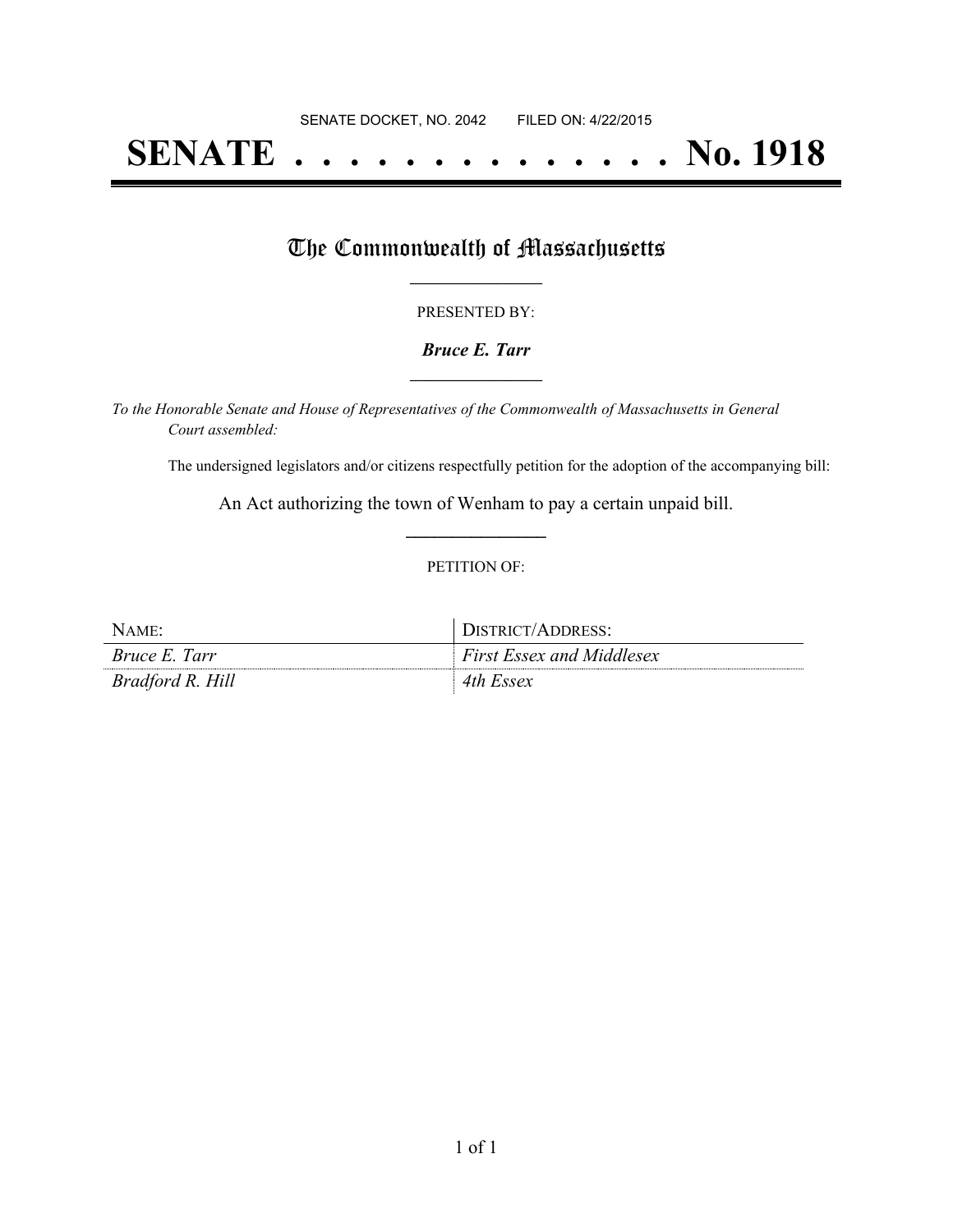SENATE DOCKET, NO. 2042        FILED ON: 4/22/2015

# SENATE . . . . . . . . . . . . . . No. 1918

## The Commonwealth of Massachusetts

PRESENTED BY:

***Bruce E. Tarr***

*To the Honorable Senate and House of Representatives of the Commonwealth of Massachusetts in General Court assembled:*

The undersigned legislators and/or citizens respectfully petition for the adoption of the accompanying bill:

An Act authorizing the town of Wenham to pay a certain unpaid bill.

PETITION OF:

| NAME: | DISTRICT/ADDRESS: |
|---|---|
| *Bruce E. Tarr* | *First Essex and Middlesex* |
| *Bradford R. Hill* | *4th Essex* |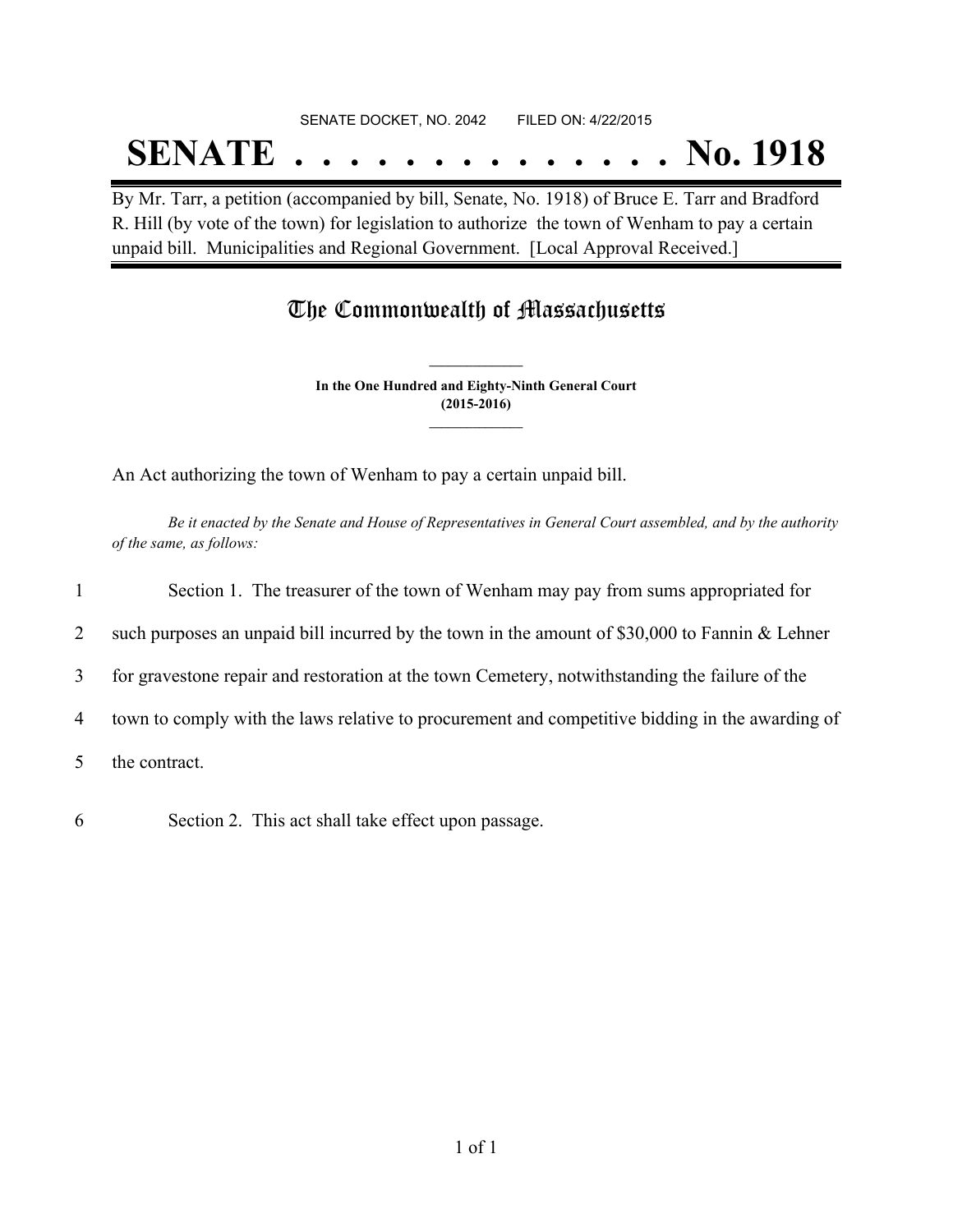SENATE DOCKET, NO. 2042        FILED ON: 4/22/2015

# SENATE . . . . . . . . . . . . . . No. 1918

By Mr. Tarr, a petition (accompanied by bill, Senate, No. 1918) of Bruce E. Tarr and Bradford R. Hill (by vote of the town) for legislation to authorize the town of Wenham to pay a certain unpaid bill. Municipalities and Regional Government. [Local Approval Received.]

## The Commonwealth of Massachusetts

**In the One Hundred and Eighty-Ninth General Court (2015-2016)**

An Act authorizing the town of Wenham to pay a certain unpaid bill.

*Be it enacted by the Senate and House of Representatives in General Court assembled, and by the authority of the same, as follows:*

1 Section 1. The treasurer of the town of Wenham may pay from sums appropriated for
2 such purposes an unpaid bill incurred by the town in the amount of $30,000 to Fannin & Lehner
3 for gravestone repair and restoration at the town Cemetery, notwithstanding the failure of the
4 town to comply with the laws relative to procurement and competitive bidding in the awarding of
5 the contract.

6 Section 2. This act shall take effect upon passage.